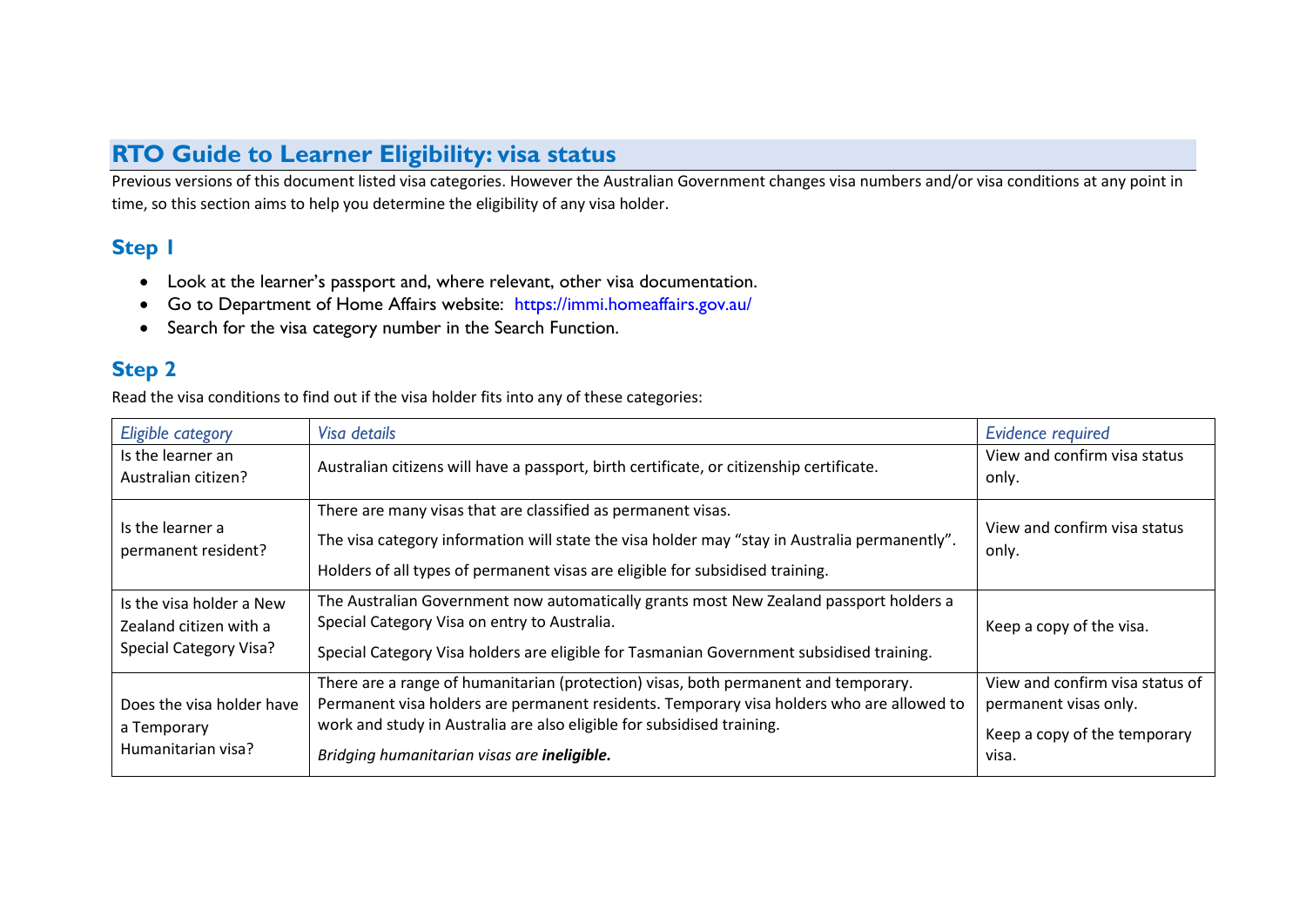## RTO Guide to Learner Eligibility: visa status

Previous versions of this document listed visa categories. However the Australian Government changes visa numbers and/or visa conditions at any point in time, so this section aims to help you determine the eligibility of any visa holder.

### Step 1

- Look at the learner's passport and, where relevant, other visa documentation.
- Go to Department of Home Affairs website: https://immi.homeaffairs.gov.au/
- Search for the visa category number in the Search Function.

### Step 2

Read the visa conditions to find out if the visa holder fits into any of these categories:

| *Eligible category* | *Visa details* | *Evidence required* |
|---|---|---|
| Is the learner an Australian citizen? | Australian citizens will have a passport, birth certificate, or citizenship certificate. | View and confirm visa status only. |
| Is the learner a permanent resident? | There are many visas that are classified as permanent visas.<br>The visa category information will state the visa holder may "stay in Australia permanently".<br>Holders of all types of permanent visas are eligible for subsidised training. | View and confirm visa status only. |
| Is the visa holder a New Zealand citizen with a Special Category Visa? | The Australian Government now automatically grants most New Zealand passport holders a Special Category Visa on entry to Australia.<br>Special Category Visa holders are eligible for Tasmanian Government subsidised training. | Keep a copy of the visa. |
| Does the visa holder have a Temporary Humanitarian visa? | There are a range of humanitarian (protection) visas, both permanent and temporary. Permanent visa holders are permanent residents. Temporary visa holders who are allowed to work and study in Australia are also eligible for subsidised training.<br>*Bridging humanitarian visas are **ineligible.*** | View and confirm visa status of permanent visas only.<br>Keep a copy of the temporary visa. |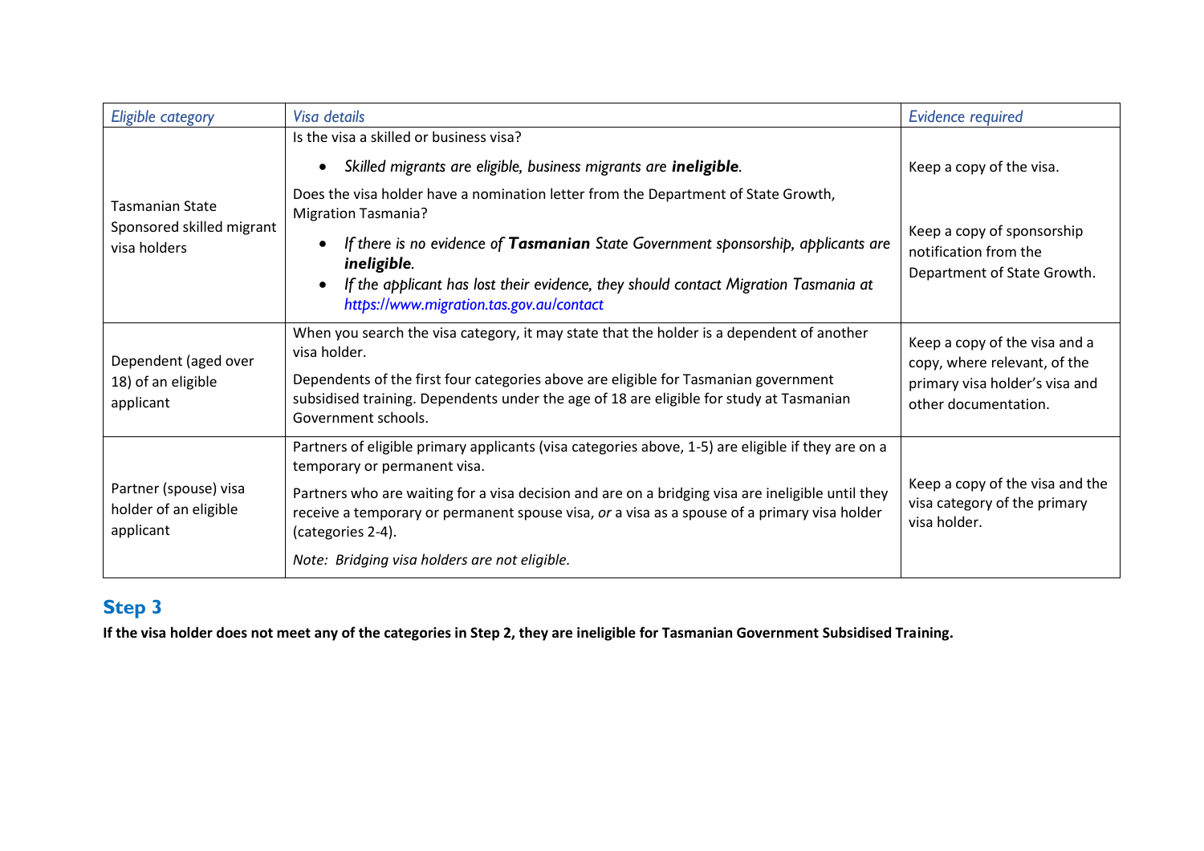| *Eligible category* | *Visa details* | *Evidence required* |
| --- | --- | --- |
| Tasmanian State Sponsored skilled migrant visa holders | Is the visa a skilled or business visa?<br>• *Skilled migrants are eligible, business migrants are **ineligible**.*<br>Does the visa holder have a nomination letter from the Department of State Growth, Migration Tasmania?<br>• *If there is no evidence of **Tasmanian** State Government sponsorship, applicants are **ineligible**.*<br>• *If the applicant has lost their evidence, they should contact Migration Tasmania at https://www.migration.tas.gov.au/contact* | Keep a copy of the visa.<br><br>Keep a copy of sponsorship notification from the Department of State Growth. |
| Dependent (aged over 18) of an eligible applicant | When you search the visa category, it may state that the holder is a dependent of another visa holder.<br>Dependents of the first four categories above are eligible for Tasmanian government subsidised training. Dependents under the age of 18 are eligible for study at Tasmanian Government schools. | Keep a copy of the visa and a copy, where relevant, of the primary visa holder's visa and other documentation. |
| Partner (spouse) visa holder of an eligible applicant | Partners of eligible primary applicants (visa categories above, 1-5) are eligible if they are on a temporary or permanent visa.<br>Partners who are waiting for a visa decision and are on a bridging visa are ineligible until they receive a temporary or permanent spouse visa, *or* a visa as a spouse of a primary visa holder (categories 2-4).<br>*Note: Bridging visa holders are not eligible.* | Keep a copy of the visa and the visa category of the primary visa holder. |

## Step 3

**If the visa holder does not meet any of the categories in Step 2, they are ineligible for Tasmanian Government Subsidised Training.**